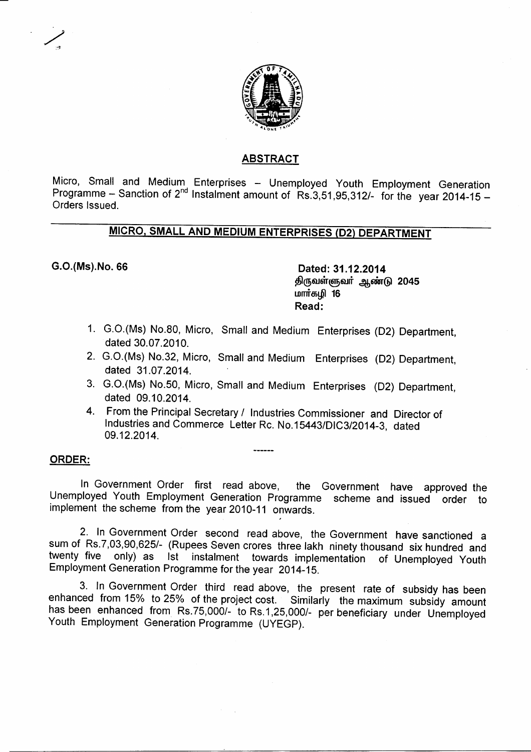## ABSTRACT

Micro, Small and Medium Enterprises – Unemployed Youth Employment Generation Programme – Sanction of 2nd Instalment amount of Rs.3,51,95,312/- for the year 2014-15 – Orders Issued.

## MICRO, SMALL AND MEDIUM ENTERPRISES (D2) DEPARTMENT

**G.O.(Ms).No. 66**

**Dated: 31.12.2014**
**திருவள்ளுவர் ஆண்டு 2045**
**மார்கழி 16**
**Read:**

1. G.O.(Ms) No.80, Micro, Small and Medium Enterprises (D2) Department, dated 30.07.2010.
2. G.O.(Ms) No.32, Micro, Small and Medium Enterprises (D2) Department, dated 31.07.2014.
3. G.O.(Ms) No.50, Micro, Small and Medium Enterprises (D2) Department, dated 09.10.2014.
4. From the Principal Secretary / Industries Commissioner and Director of Industries and Commerce Letter Rc. No.15443/DIC3/2014-3, dated 09.12.2014.

------

**ORDER:**

In Government Order first read above, the Government have approved the Unemployed Youth Employment Generation Programme scheme and issued order to implement the scheme from the year 2010-11 onwards.

2. In Government Order second read above, the Government have sanctioned a sum of Rs.7,03,90,625/- (Rupees Seven crores three lakh ninety thousand six hundred and twenty five only) as Ist instalment towards implementation of Unemployed Youth Employment Generation Programme for the year 2014-15.

3. In Government Order third read above, the present rate of subsidy has been enhanced from 15% to 25% of the project cost. Similarly the maximum subsidy amount has been enhanced from Rs.75,000/- to Rs.1,25,000/- per beneficiary under Unemployed Youth Employment Generation Programme (UYEGP).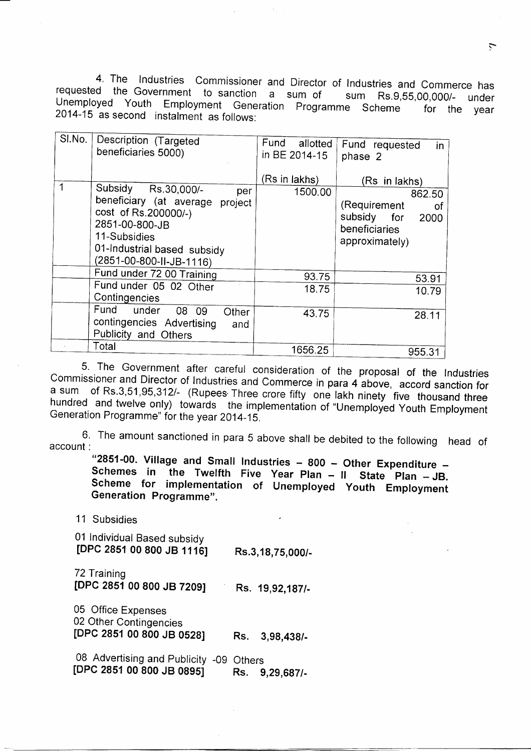4. The Industries Commissioner and Director of Industries and Commerce has requested the Government to sanction a sum of sum Rs.9,55,00,000/- under Unemployed Youth Employment Generation Programme Scheme for the year 2014-15 as second instalment as follows:

| Sl.No. | Description (Targeted beneficiaries 5000) | Fund allotted in BE 2014-15 (Rs in lakhs) | Fund requested in phase 2 (Rs in lakhs) |
|---|---|---|---|
| 1 | Subsidy Rs.30,000/- per beneficiary (at average project cost of Rs.200000/-) 2851-00-800-JB 11-Subsidies 01-Industrial based subsidy (2851-00-800-II-JB-1116) | 1500.00 | 862.50 (Requirement of subsidy for 2000 beneficiaries approximately) |
| | Fund under 72 00 Training | 93.75 | 53.91 |
| | Fund under 05 02 Other Contingencies | 18.75 | 10.79 |
| | Fund under 08 09 Other contingencies Advertising and Publicity and Others | 43.75 | 28.11 |
| | Total | 1656.25 | 955.31 |

5. The Government after careful consideration of the proposal of the Industries Commissioner and Director of Industries and Commerce in para 4 above, accord sanction for a sum of Rs.3,51,95,312/- (Rupees Three crore fifty one lakh ninety five thousand three hundred and twelve only) towards the implementation of "Unemployed Youth Employment Generation Programme" for the year 2014-15.

6. The amount sanctioned in para 5 above shall be debited to the following head of account :

**"2851-00. Village and Small Industries – 800 – Other Expenditure – Schemes in the Twelfth Five Year Plan – II State Plan – JB. Scheme for implementation of Unemployed Youth Employment Generation Programme".**

11 Subsidies

01 Individual Based subsidy
**[DPC 2851 00 800 JB 1116]** Rs.3,18,75,000/-

72 Training
**[DPC 2851 00 800 JB 7209]** Rs. 19,92,187/-

05 Office Expenses
02 Other Contingencies
**[DPC 2851 00 800 JB 0528]** Rs. 3,98,438/-

08 Advertising and Publicity -09 Others
**[DPC 2851 00 800 JB 0895]** Rs. 9,29,687/-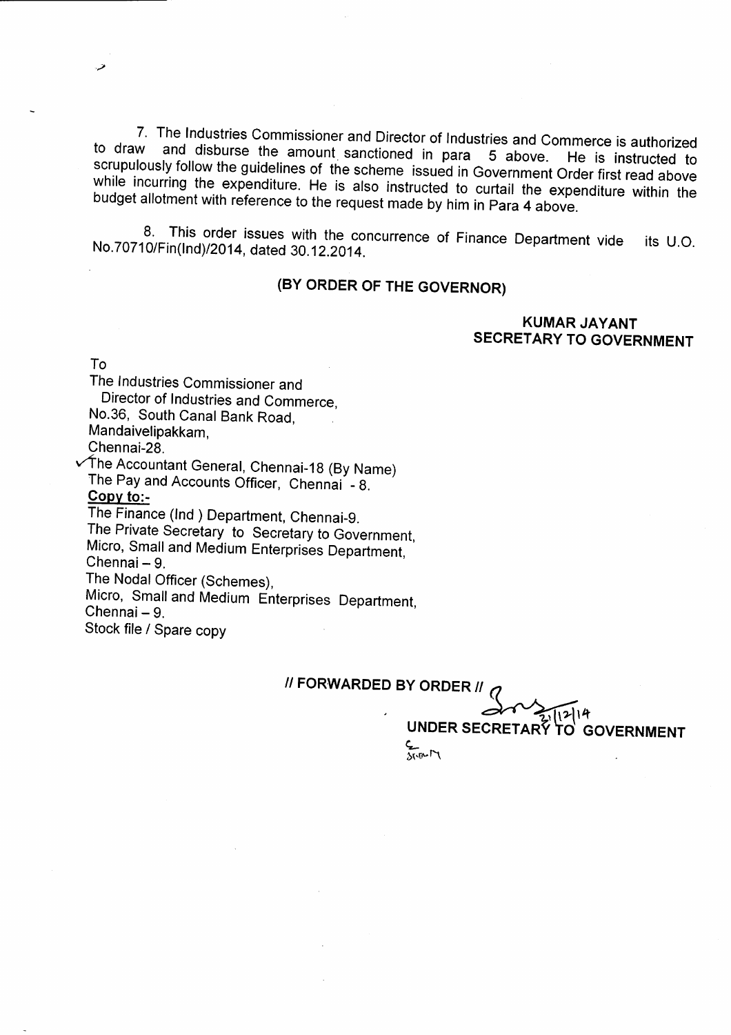7. The Industries Commissioner and Director of Industries and Commerce is authorized to draw and disburse the amount sanctioned in para 5 above. He is instructed to scrupulously follow the guidelines of the scheme issued in Government Order first read above while incurring the expenditure. He is also instructed to curtail the expenditure within the budget allotment with reference to the request made by him in Para 4 above.

8. This order issues with the concurrence of Finance Department vide its U.O. No.70710/Fin(Ind)/2014, dated 30.12.2014.

**(BY ORDER OF THE GOVERNOR)**

**KUMAR JAYANT**
**SECRETARY TO GOVERNMENT**

To

The Industries Commissioner and
Director of Industries and Commerce,
No.36, South Canal Bank Road,
Mandaivelipakkam,
Chennai-28.

The Accountant General, Chennai-18 (By Name)

The Pay and Accounts Officer, Chennai - 8.

**Copy to:-**

The Finance (Ind ) Department, Chennai-9.

The Private Secretary to Secretary to Government,
Micro, Small and Medium Enterprises Department,
Chennai – 9.

The Nodal Officer (Schemes),
Micro, Small and Medium Enterprises Department,
Chennai – 9.

Stock file / Spare copy

**// FORWARDED BY ORDER //**

31/12/14

**UNDER SECRETARY TO GOVERNMENT**